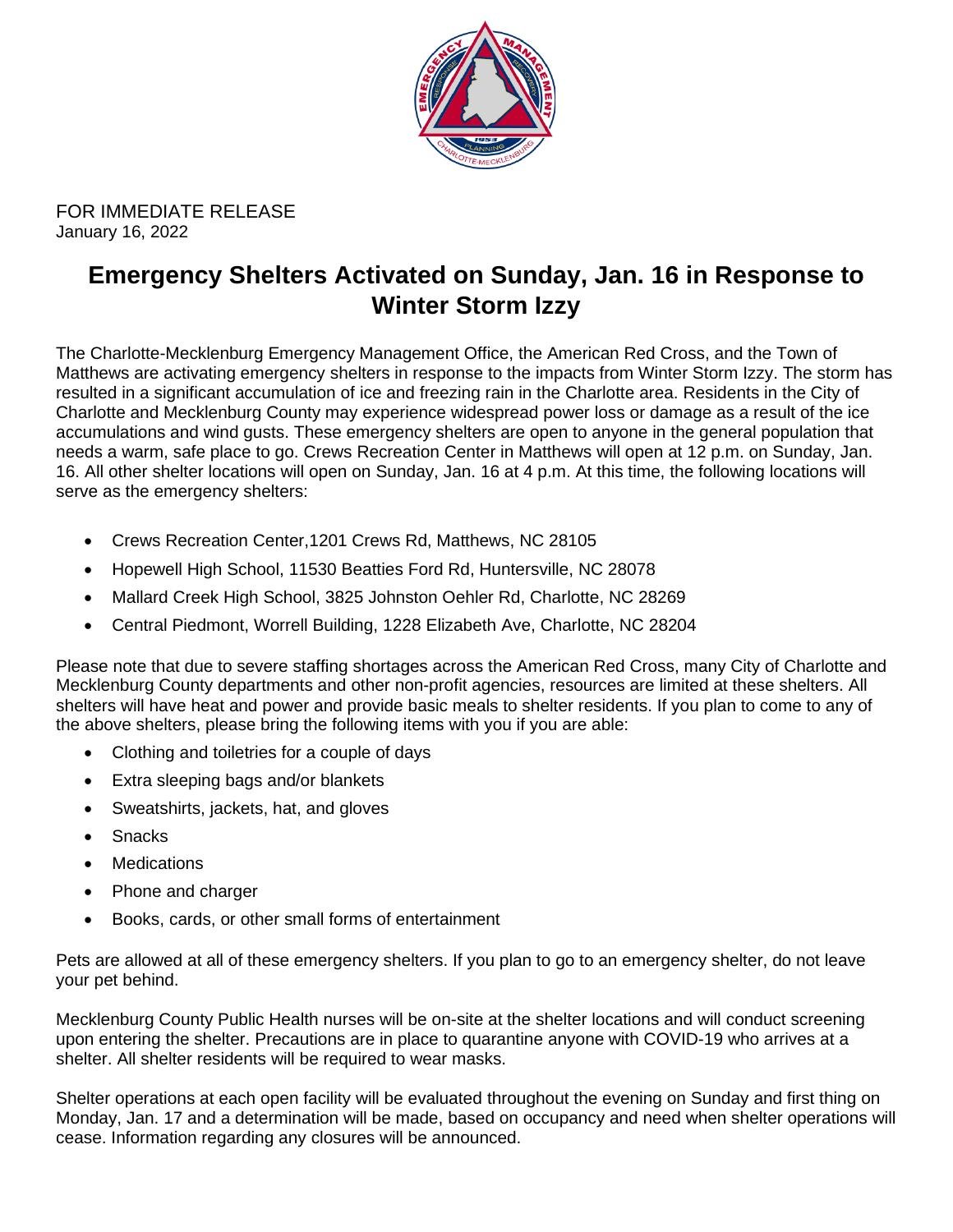FOR IMMEDIATE RELEASE
January 16, 2022

# Emergency Shelters Activated on Sunday, Jan. 16 in Response to Winter Storm Izzy

The Charlotte-Mecklenburg Emergency Management Office, the American Red Cross, and the Town of Matthews are activating emergency shelters in response to the impacts from Winter Storm Izzy. The storm has resulted in a significant accumulation of ice and freezing rain in the Charlotte area. Residents in the City of Charlotte and Mecklenburg County may experience widespread power loss or damage as a result of the ice accumulations and wind gusts. These emergency shelters are open to anyone in the general population that needs a warm, safe place to go. Crews Recreation Center in Matthews will open at 12 p.m. on Sunday, Jan. 16. All other shelter locations will open on Sunday, Jan. 16 at 4 p.m. At this time, the following locations will serve as the emergency shelters:

- Crews Recreation Center,1201 Crews Rd, Matthews, NC 28105
- Hopewell High School, 11530 Beatties Ford Rd, Huntersville, NC 28078
- Mallard Creek High School, 3825 Johnston Oehler Rd, Charlotte, NC 28269
- Central Piedmont, Worrell Building, 1228 Elizabeth Ave, Charlotte, NC 28204

Please note that due to severe staffing shortages across the American Red Cross, many City of Charlotte and Mecklenburg County departments and other non-profit agencies, resources are limited at these shelters. All shelters will have heat and power and provide basic meals to shelter residents. If you plan to come to any of the above shelters, please bring the following items with you if you are able:

- Clothing and toiletries for a couple of days
- Extra sleeping bags and/or blankets
- Sweatshirts, jackets, hat, and gloves
- Snacks
- Medications
- Phone and charger
- Books, cards, or other small forms of entertainment

Pets are allowed at all of these emergency shelters. If you plan to go to an emergency shelter, do not leave your pet behind.

Mecklenburg County Public Health nurses will be on-site at the shelter locations and will conduct screening upon entering the shelter. Precautions are in place to quarantine anyone with COVID-19 who arrives at a shelter. All shelter residents will be required to wear masks.

Shelter operations at each open facility will be evaluated throughout the evening on Sunday and first thing on Monday, Jan. 17 and a determination will be made, based on occupancy and need when shelter operations will cease. Information regarding any closures will be announced.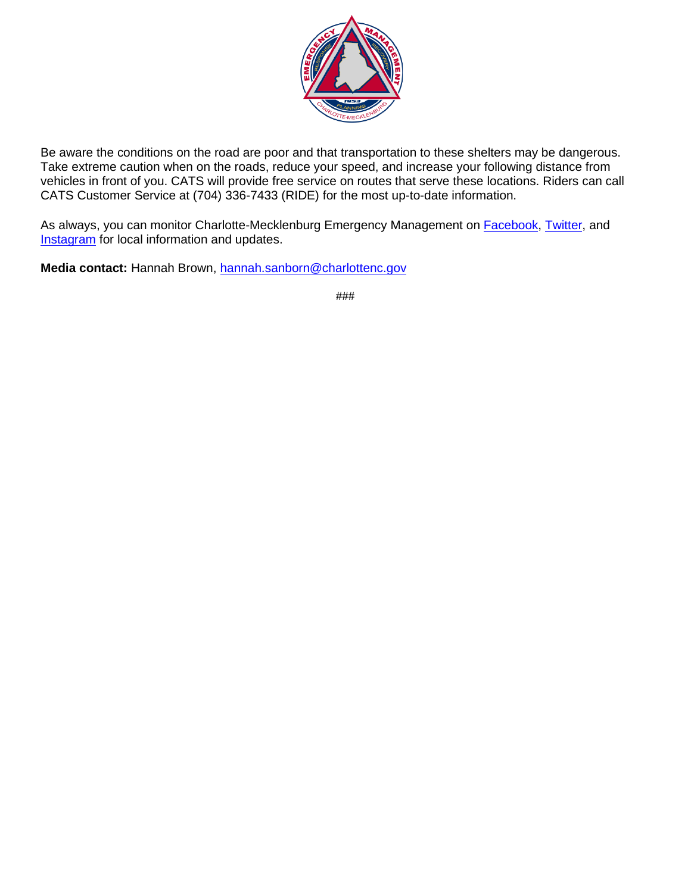Be aware the conditions on the road are poor and that transportation to these shelters may be dangerous. Take extreme caution when on the roads, reduce your speed, and increase your following distance from vehicles in front of you. CATS will provide free service on routes that serve these locations. Riders can call CATS Customer Service at (704) 336-7433 (RIDE) for the most up-to-date information.

As always, you can monitor Charlotte-Mecklenburg Emergency Management on Facebook, Twitter, and Instagram for local information and updates.

**Media contact:** Hannah Brown, hannah.sanborn@charlottenc.gov

###